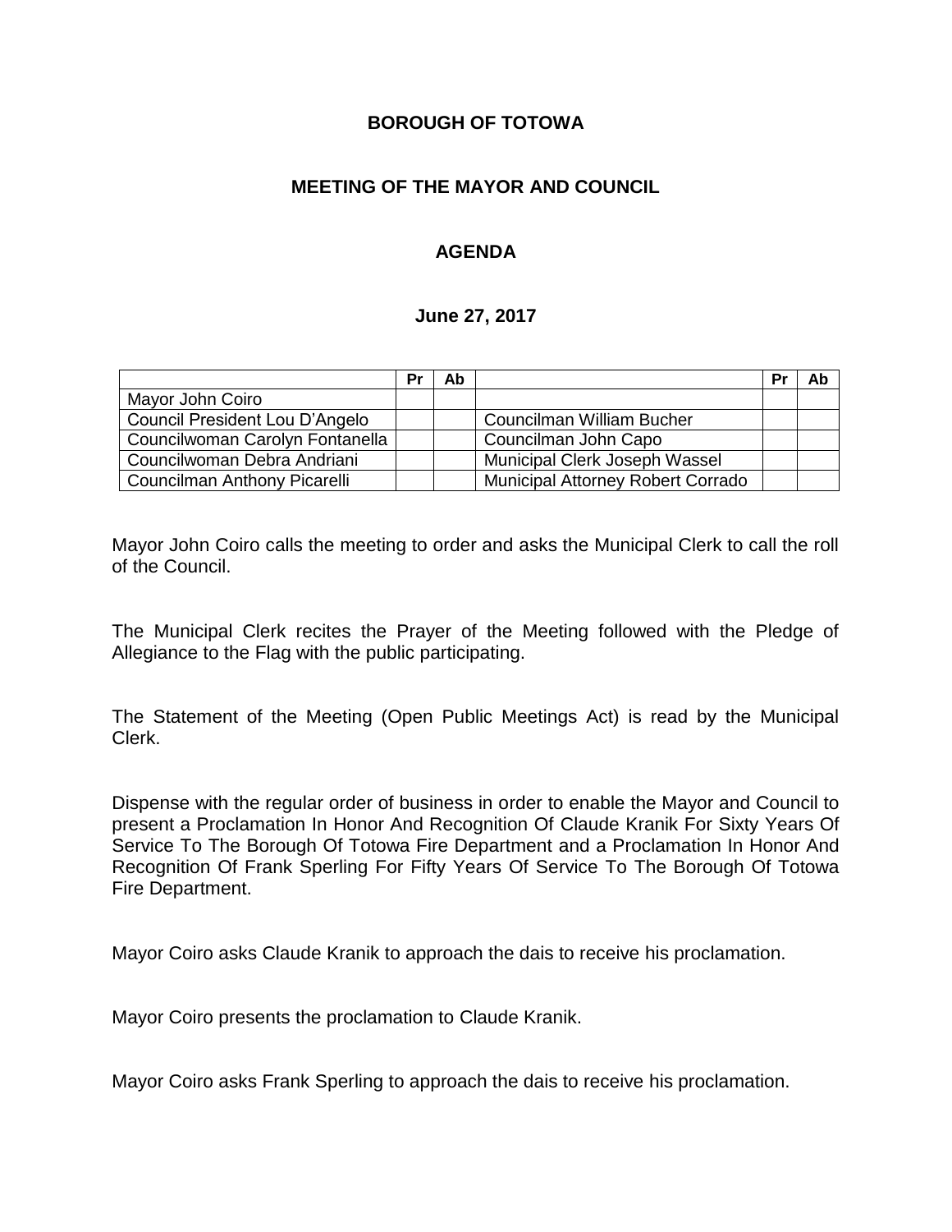**BOROUGH OF TOTOWA**

**MEETING OF THE MAYOR AND COUNCIL**

**AGENDA**

**June 27, 2017**

| | Pr | Ab | | Pr | Ab |
|---|---|---|---|---|---|
| Mayor John Coiro | | | | | |
| Council President Lou D'Angelo | | | Councilman William Bucher | | |
| Councilwoman Carolyn Fontanella | | | Councilman John Capo | | |
| Councilwoman Debra Andriani | | | Municipal Clerk Joseph Wassel | | |
| Councilman Anthony Picarelli | | | Municipal Attorney Robert Corrado | | |

Mayor John Coiro calls the meeting to order and asks the Municipal Clerk to call the roll of the Council.

The Municipal Clerk recites the Prayer of the Meeting followed with the Pledge of Allegiance to the Flag with the public participating.

The Statement of the Meeting (Open Public Meetings Act) is read by the Municipal Clerk.

Dispense with the regular order of business in order to enable the Mayor and Council to present a Proclamation In Honor And Recognition Of Claude Kranik For Sixty Years Of Service To The Borough Of Totowa Fire Department and a Proclamation In Honor And Recognition Of Frank Sperling For Fifty Years Of Service To The Borough Of Totowa Fire Department.

Mayor Coiro asks Claude Kranik to approach the dais to receive his proclamation.

Mayor Coiro presents the proclamation to Claude Kranik.

Mayor Coiro asks Frank Sperling to approach the dais to receive his proclamation.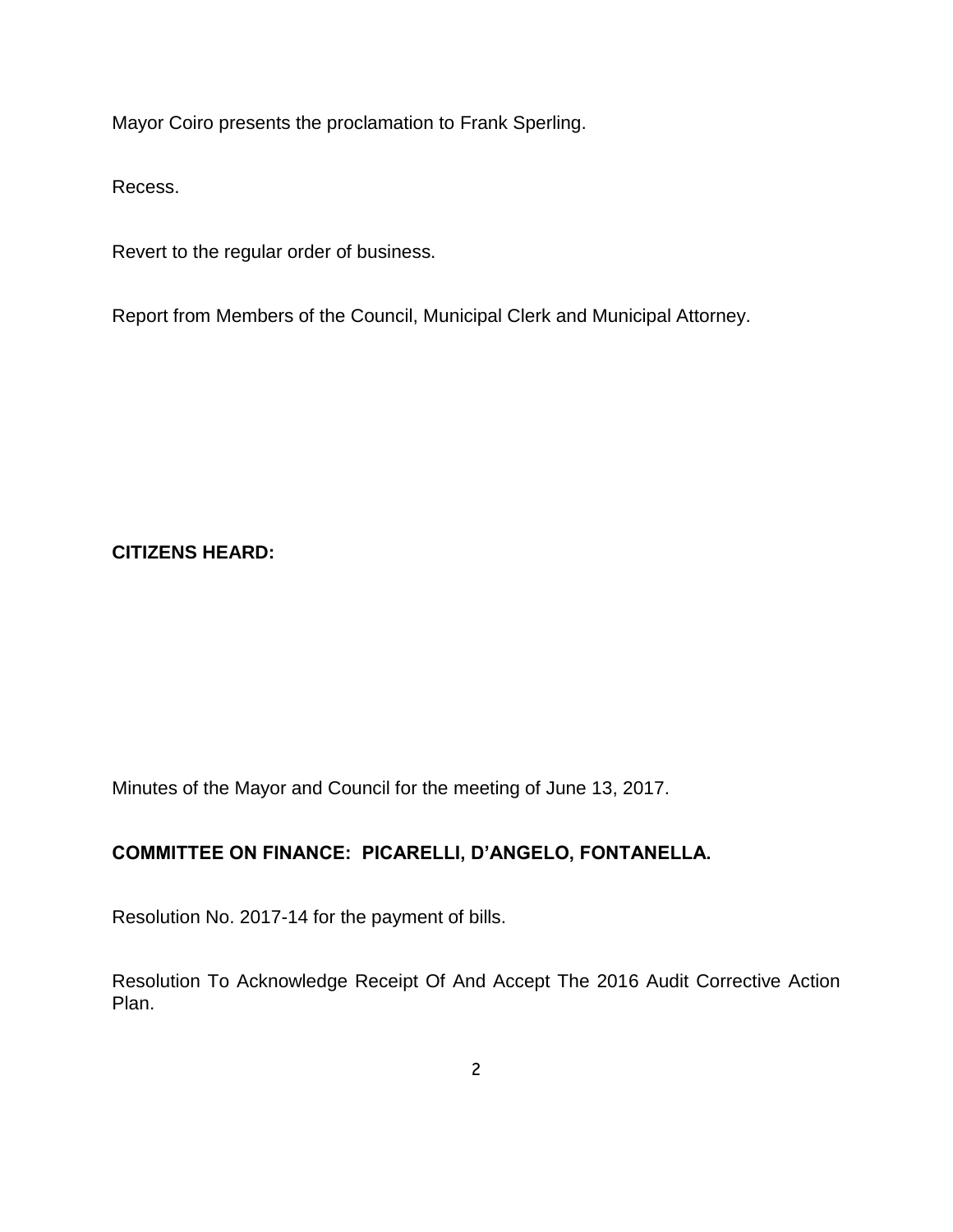Mayor Coiro presents the proclamation to Frank Sperling.

Recess.

Revert to the regular order of business.

Report from Members of the Council, Municipal Clerk and Municipal Attorney.

**CITIZENS HEARD:**

Minutes of the Mayor and Council for the meeting of June 13, 2017.

**COMMITTEE ON FINANCE: PICARELLI, D'ANGELO, FONTANELLA.**

Resolution No. 2017-14 for the payment of bills.

Resolution To Acknowledge Receipt Of And Accept The 2016 Audit Corrective Action Plan.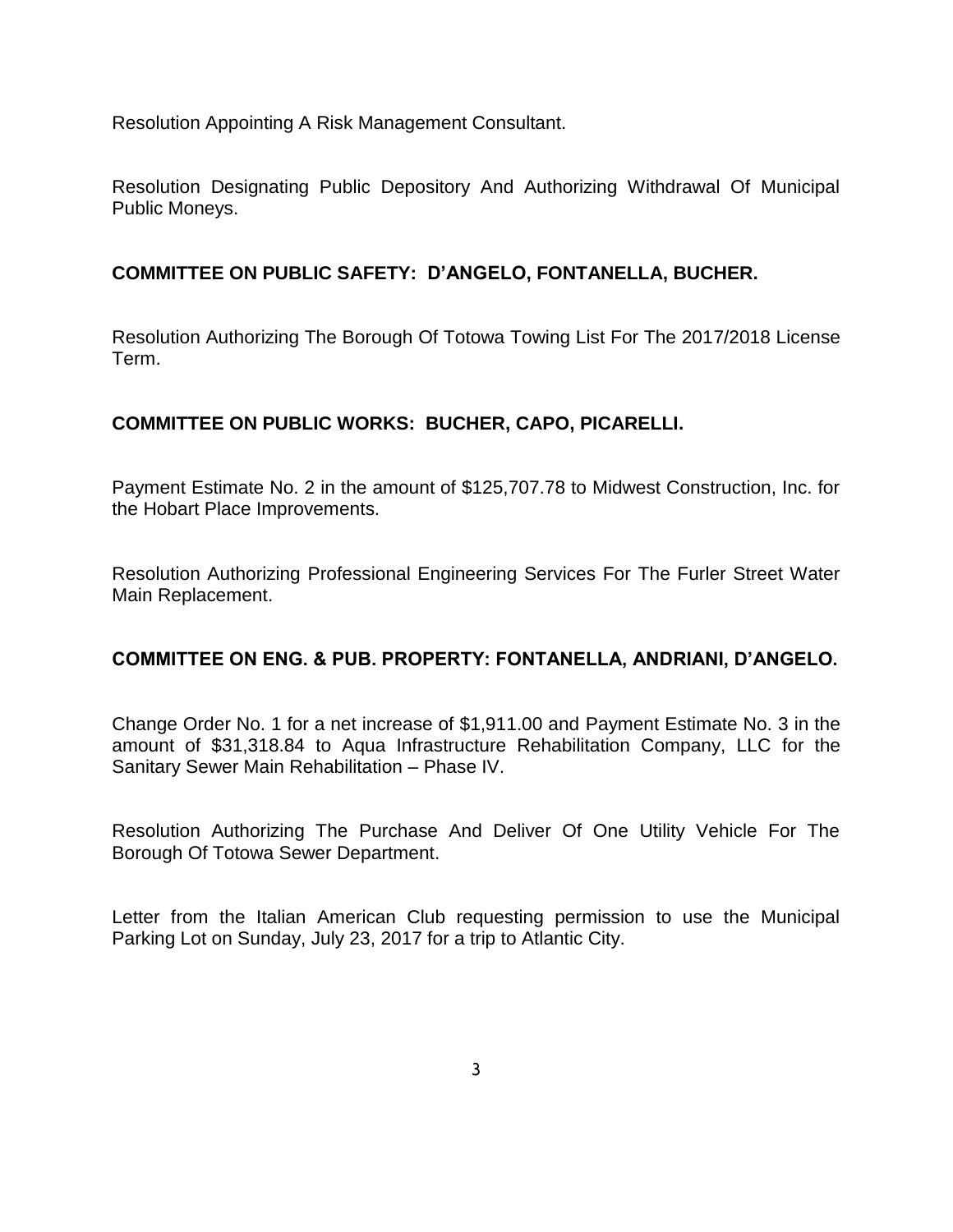Resolution Appointing A Risk Management Consultant.

Resolution Designating Public Depository And Authorizing Withdrawal Of Municipal Public Moneys.

**COMMITTEE ON PUBLIC SAFETY: D'ANGELO, FONTANELLA, BUCHER.**

Resolution Authorizing The Borough Of Totowa Towing List For The 2017/2018 License Term.

**COMMITTEE ON PUBLIC WORKS: BUCHER, CAPO, PICARELLI.**

Payment Estimate No. 2 in the amount of $125,707.78 to Midwest Construction, Inc. for the Hobart Place Improvements.

Resolution Authorizing Professional Engineering Services For The Furler Street Water Main Replacement.

**COMMITTEE ON ENG. & PUB. PROPERTY: FONTANELLA, ANDRIANI, D'ANGELO.**

Change Order No. 1 for a net increase of $1,911.00 and Payment Estimate No. 3 in the amount of $31,318.84 to Aqua Infrastructure Rehabilitation Company, LLC for the Sanitary Sewer Main Rehabilitation – Phase IV.

Resolution Authorizing The Purchase And Deliver Of One Utility Vehicle For The Borough Of Totowa Sewer Department.

Letter from the Italian American Club requesting permission to use the Municipal Parking Lot on Sunday, July 23, 2017 for a trip to Atlantic City.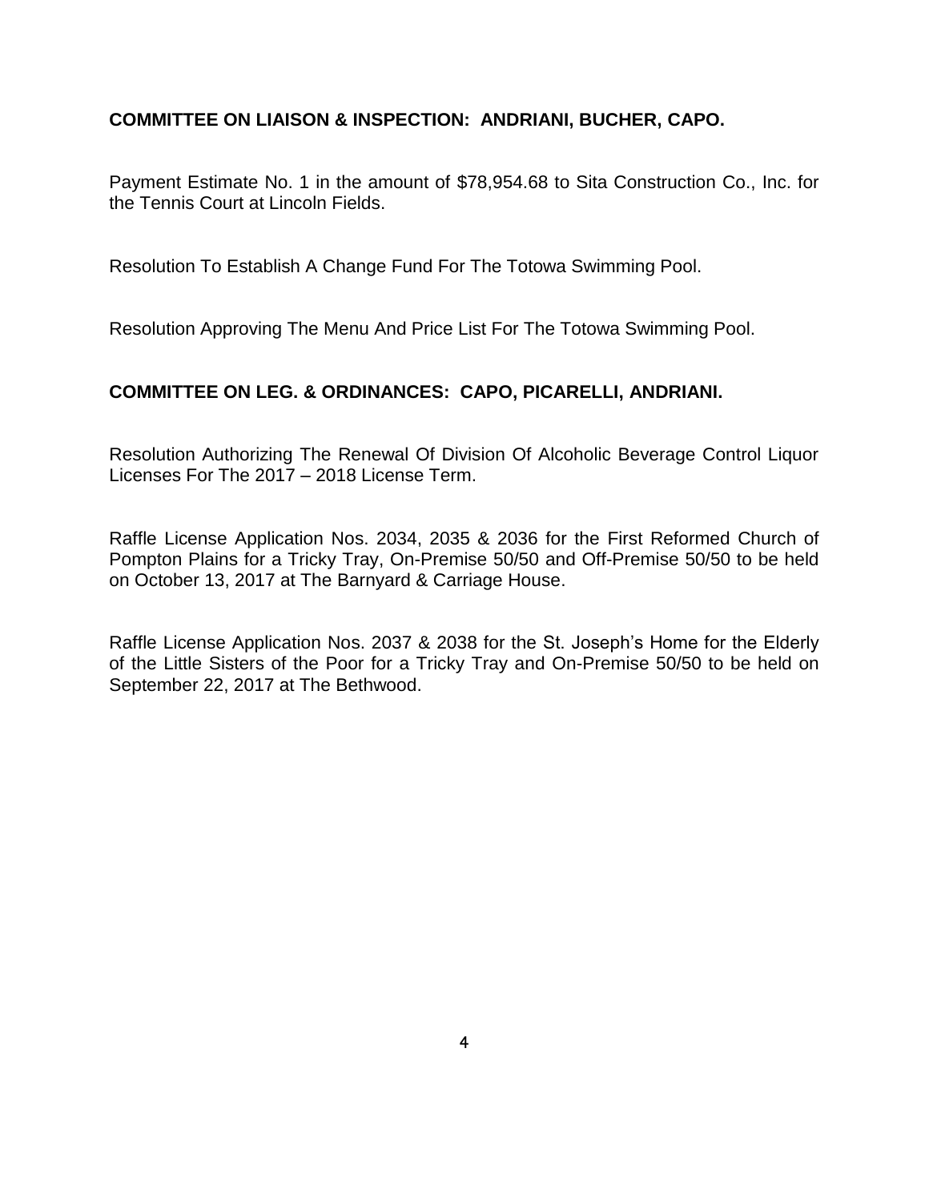**COMMITTEE ON LIAISON & INSPECTION: ANDRIANI, BUCHER, CAPO.**

Payment Estimate No. 1 in the amount of $78,954.68 to Sita Construction Co., Inc. for the Tennis Court at Lincoln Fields.

Resolution To Establish A Change Fund For The Totowa Swimming Pool.

Resolution Approving The Menu And Price List For The Totowa Swimming Pool.

**COMMITTEE ON LEG. & ORDINANCES: CAPO, PICARELLI, ANDRIANI.**

Resolution Authorizing The Renewal Of Division Of Alcoholic Beverage Control Liquor Licenses For The 2017 – 2018 License Term.

Raffle License Application Nos. 2034, 2035 & 2036 for the First Reformed Church of Pompton Plains for a Tricky Tray, On-Premise 50/50 and Off-Premise 50/50 to be held on October 13, 2017 at The Barnyard & Carriage House.

Raffle License Application Nos. 2037 & 2038 for the St. Joseph's Home for the Elderly of the Little Sisters of the Poor for a Tricky Tray and On-Premise 50/50 to be held on September 22, 2017 at The Bethwood.